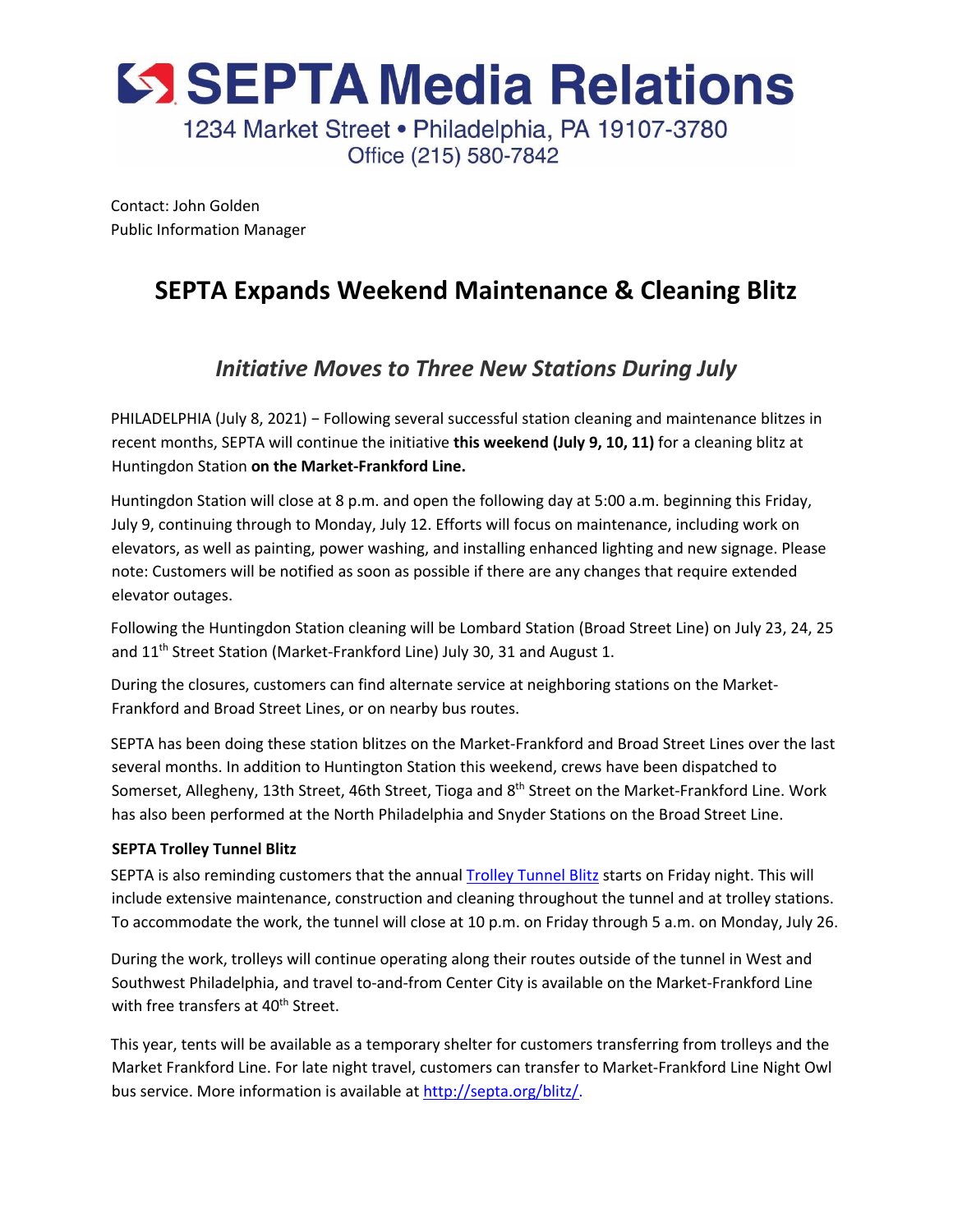# SEPTA Media Relations

1234 Market Street • Philadelphia, PA 19107-3780
Office (215) 580-7842

Contact: John Golden
Public Information Manager

## SEPTA Expands Weekend Maintenance & Cleaning Blitz

### *Initiative Moves to Three New Stations During July*

PHILADELPHIA (July 8, 2021) − Following several successful station cleaning and maintenance blitzes in recent months, SEPTA will continue the initiative **this weekend (July 9, 10, 11)** for a cleaning blitz at Huntingdon Station **on the Market-Frankford Line.**

Huntingdon Station will close at 8 p.m. and open the following day at 5:00 a.m. beginning this Friday, July 9, continuing through to Monday, July 12. Efforts will focus on maintenance, including work on elevators, as well as painting, power washing, and installing enhanced lighting and new signage. Please note: Customers will be notified as soon as possible if there are any changes that require extended elevator outages.

Following the Huntingdon Station cleaning will be Lombard Station (Broad Street Line) on July 23, 24, 25 and 11th Street Station (Market-Frankford Line) July 30, 31 and August 1.

During the closures, customers can find alternate service at neighboring stations on the Market-Frankford and Broad Street Lines, or on nearby bus routes.

SEPTA has been doing these station blitzes on the Market-Frankford and Broad Street Lines over the last several months. In addition to Huntington Station this weekend, crews have been dispatched to Somerset, Allegheny, 13th Street, 46th Street, Tioga and 8th Street on the Market-Frankford Line. Work has also been performed at the North Philadelphia and Snyder Stations on the Broad Street Line.

**SEPTA Trolley Tunnel Blitz**

SEPTA is also reminding customers that the annual Trolley Tunnel Blitz starts on Friday night. This will include extensive maintenance, construction and cleaning throughout the tunnel and at trolley stations. To accommodate the work, the tunnel will close at 10 p.m. on Friday through 5 a.m. on Monday, July 26.

During the work, trolleys will continue operating along their routes outside of the tunnel in West and Southwest Philadelphia, and travel to-and-from Center City is available on the Market-Frankford Line with free transfers at 40th Street.

This year, tents will be available as a temporary shelter for customers transferring from trolleys and the Market Frankford Line. For late night travel, customers can transfer to Market-Frankford Line Night Owl bus service. More information is available at http://septa.org/blitz/.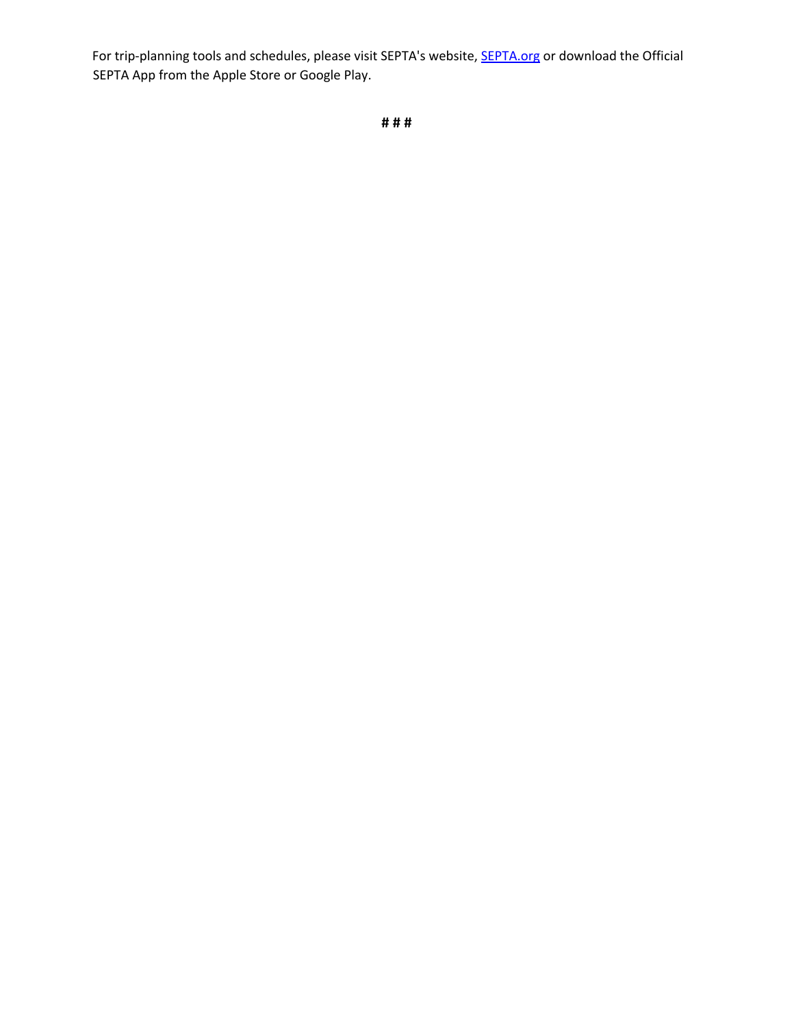For trip-planning tools and schedules, please visit SEPTA's website, [SEPTA.org](SEPTA.org) or download the Official SEPTA App from the Apple Store or Google Play.

**# # #**